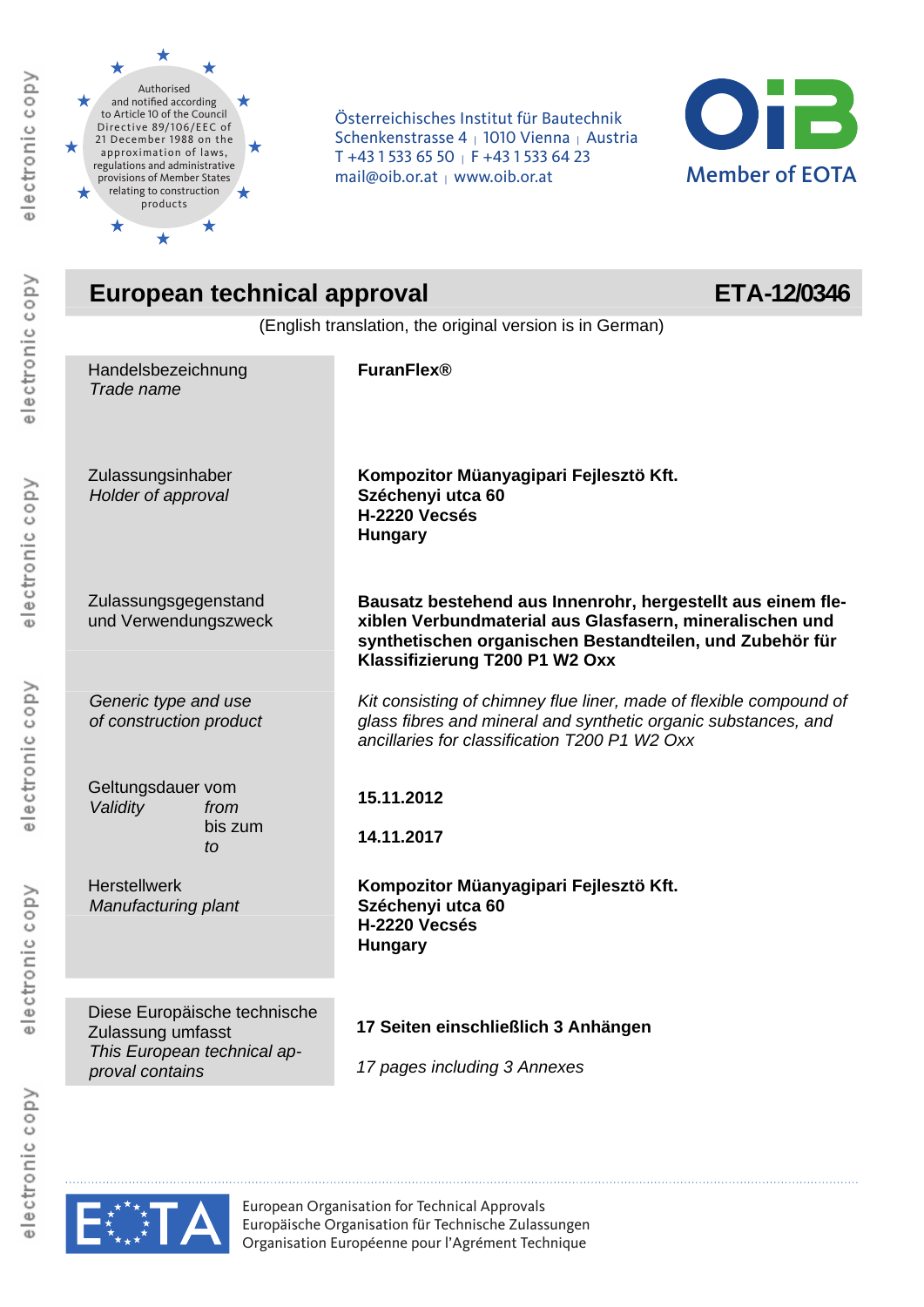Authorised and notified according to Article 10 of the Council Directive 89/106/EEC of 21 December 1988 on the approximation of laws, regulations and administrative provisions of Member States relating to construction products

Österreichisches Institut für Bautechnik
Schenkenstrasse 4 | 1010 Vienna | Austria
T +43 1 533 65 50 | F +43 1 533 64 23
mail@oib.or.at | www.oib.or.at

OiB Member of EOTA

# European technical approval — ETA-12/0346

(English translation, the original version is in German)

| | |
|---|---|
| Handelsbezeichnung<br>*Trade name* | **FuranFlex®** |
| Zulassungsinhaber<br>*Holder of approval* | **Kompozitor Müanyagipari Fejlesztö Kft.**<br>**Széchenyi utca 60**<br>**H-2220 Vecsés**<br>**Hungary** |
| Zulassungsgegenstand und Verwendungszweck | **Bausatz bestehend aus Innenrohr, hergestellt aus einem flexiblen Verbundmaterial aus Glasfasern, mineralischen und synthetischen organischen Bestandteilen, und Zubehör für Klassifizierung T200 P1 W2 Oxx** |
| *Generic type and use of construction product* | *Kit consisting of chimney flue liner, made of flexible compound of glass fibres and mineral and synthetic organic substances, and ancillaries for classification T200 P1 W2 Oxx* |
| Geltungsdauer vom<br>*Validity from* | **15.11.2012** |
| bis zum<br>*to* | **14.11.2017** |
| Herstellwerk<br>*Manufacturing plant* | **Kompozitor Müanyagipari Fejlesztö Kft.**<br>**Széchenyi utca 60**<br>**H-2220 Vecsés**<br>**Hungary** |
| Diese Europäische technische Zulassung umfasst<br>*This European technical approval contains* | **17 Seiten einschließlich 3 Anhängen**<br>*17 pages including 3 Annexes* |

EOTA
European Organisation for Technical Approvals
Europäische Organisation für Technische Zulassungen
Organisation Européenne pour l'Agrément Technique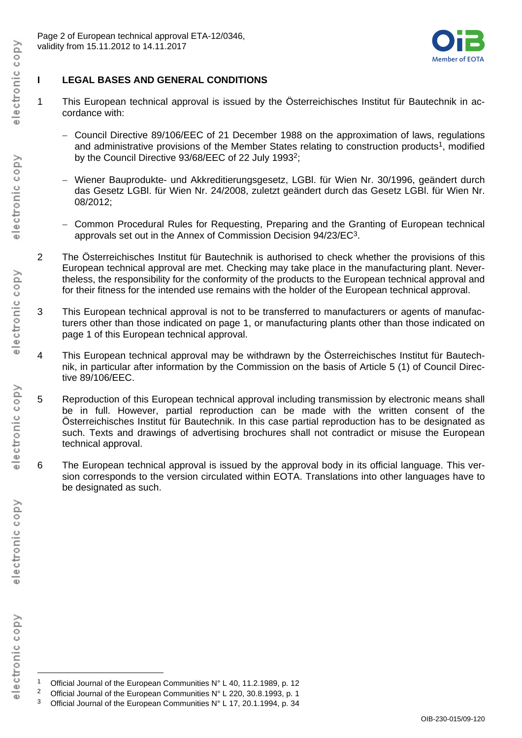## I LEGAL BASES AND GENERAL CONDITIONS

1 This European technical approval is issued by the Österreichisches Institut für Bautechnik in accordance with:

- Council Directive 89/106/EEC of 21 December 1988 on the approximation of laws, regulations and administrative provisions of the Member States relating to construction products[1], modified by the Council Directive 93/68/EEC of 22 July 1993[2];
- Wiener Bauprodukte- und Akkreditierungsgesetz, LGBl. für Wien Nr. 30/1996, geändert durch das Gesetz LGBl. für Wien Nr. 24/2008, zuletzt geändert durch das Gesetz LGBl. für Wien Nr. 08/2012;
- Common Procedural Rules for Requesting, Preparing and the Granting of European technical approvals set out in the Annex of Commission Decision 94/23/EC[3].

2 The Österreichisches Institut für Bautechnik is authorised to check whether the provisions of this European technical approval are met. Checking may take place in the manufacturing plant. Nevertheless, the responsibility for the conformity of the products to the European technical approval and for their fitness for the intended use remains with the holder of the European technical approval.

3 This European technical approval is not to be transferred to manufacturers or agents of manufacturers other than those indicated on page 1, or manufacturing plants other than those indicated on page 1 of this European technical approval.

4 This European technical approval may be withdrawn by the Österreichisches Institut für Bautechnik, in particular after information by the Commission on the basis of Article 5 (1) of Council Directive 89/106/EEC.

5 Reproduction of this European technical approval including transmission by electronic means shall be in full. However, partial reproduction can be made with the written consent of the Österreichisches Institut für Bautechnik. In this case partial reproduction has to be designated as such. Texts and drawings of advertising brochures shall not contradict or misuse the European technical approval.

6 The European technical approval is issued by the approval body in its official language. This version corresponds to the version circulated within EOTA. Translations into other languages have to be designated as such.

---

[1] Official Journal of the European Communities N° L 40, 11.2.1989, p. 12
[2] Official Journal of the European Communities N° L 220, 30.8.1993, p. 1
[3] Official Journal of the European Communities N° L 17, 20.1.1994, p. 34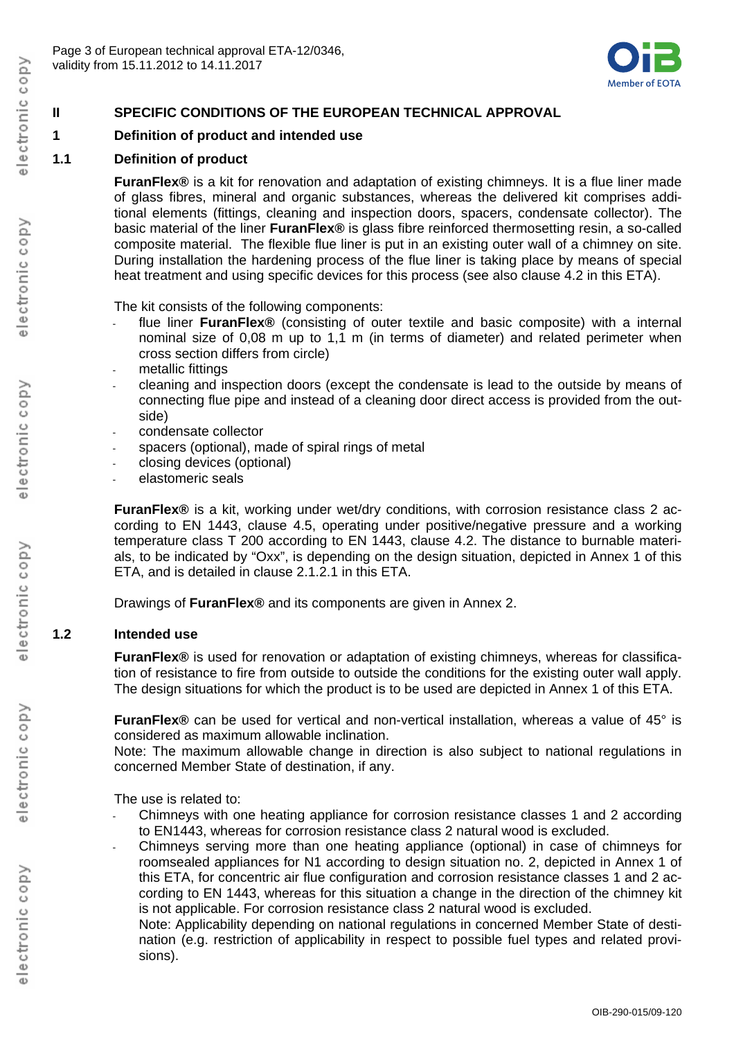## II SPECIFIC CONDITIONS OF THE EUROPEAN TECHNICAL APPROVAL

### 1 Definition of product and intended use

#### 1.1 Definition of product

**FuranFlex®** is a kit for renovation and adaptation of existing chimneys. It is a flue liner made of glass fibres, mineral and organic substances, whereas the delivered kit comprises additional elements (fittings, cleaning and inspection doors, spacers, condensate collector). The basic material of the liner **FuranFlex®** is glass fibre reinforced thermosetting resin, a so-called composite material. The flexible flue liner is put in an existing outer wall of a chimney on site. During installation the hardening process of the flue liner is taking place by means of special heat treatment and using specific devices for this process (see also clause 4.2 in this ETA).

The kit consists of the following components:

- flue liner **FuranFlex®** (consisting of outer textile and basic composite) with a internal nominal size of 0,08 m up to 1,1 m (in terms of diameter) and related perimeter when cross section differs from circle)
- metallic fittings
- cleaning and inspection doors (except the condensate is lead to the outside by means of connecting flue pipe and instead of a cleaning door direct access is provided from the outside)
- condensate collector
- spacers (optional), made of spiral rings of metal
- closing devices (optional)
- elastomeric seals

**FuranFlex®** is a kit, working under wet/dry conditions, with corrosion resistance class 2 according to EN 1443, clause 4.5, operating under positive/negative pressure and a working temperature class T 200 according to EN 1443, clause 4.2. The distance to burnable materials, to be indicated by "Oxx", is depending on the design situation, depicted in Annex 1 of this ETA, and is detailed in clause 2.1.2.1 in this ETA.

Drawings of **FuranFlex®** and its components are given in Annex 2.

#### 1.2 Intended use

**FuranFlex®** is used for renovation or adaptation of existing chimneys, whereas for classification of resistance to fire from outside to outside the conditions for the existing outer wall apply. The design situations for which the product is to be used are depicted in Annex 1 of this ETA.

**FuranFlex®** can be used for vertical and non-vertical installation, whereas a value of 45° is considered as maximum allowable inclination.
Note: The maximum allowable change in direction is also subject to national regulations in concerned Member State of destination, if any.

The use is related to:

- Chimneys with one heating appliance for corrosion resistance classes 1 and 2 according to EN1443, whereas for corrosion resistance class 2 natural wood is excluded.
- Chimneys serving more than one heating appliance (optional) in case of chimneys for roomsealed appliances for N1 according to design situation no. 2, depicted in Annex 1 of this ETA, for concentric air flue configuration and corrosion resistance classes 1 and 2 according to EN 1443, whereas for this situation a change in the direction of the chimney kit is not applicable. For corrosion resistance class 2 natural wood is excluded.
  Note: Applicability depending on national regulations in concerned Member State of destination (e.g. restriction of applicability in respect to possible fuel types and related provisions).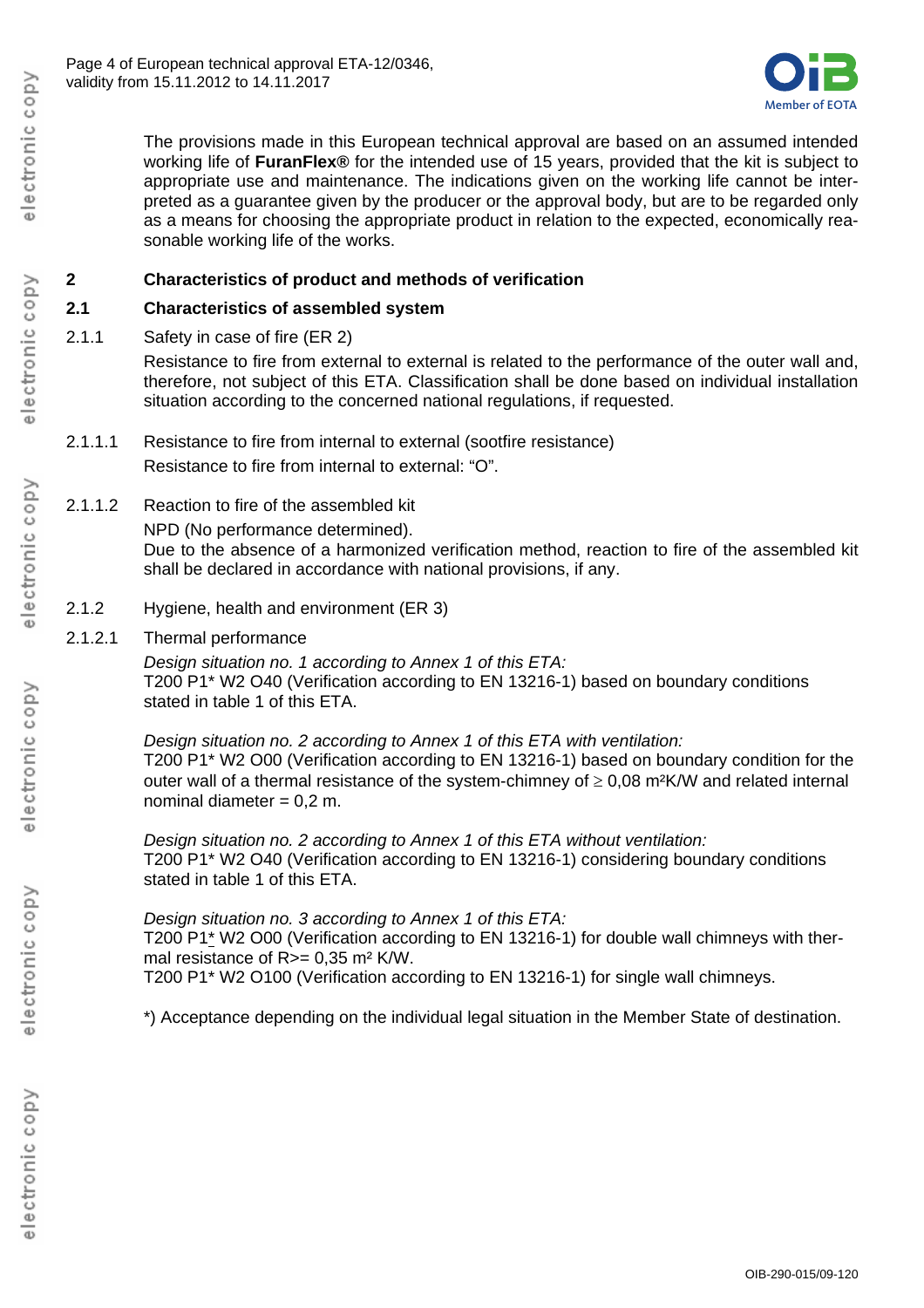The provisions made in this European technical approval are based on an assumed intended working life of **FuranFlex®** for the intended use of 15 years, provided that the kit is subject to appropriate use and maintenance. The indications given on the working life cannot be interpreted as a guarantee given by the producer or the approval body, but are to be regarded only as a means for choosing the appropriate product in relation to the expected, economically reasonable working life of the works.

## 2 Characteristics of product and methods of verification

### 2.1 Characteristics of assembled system

2.1.1 Safety in case of fire (ER 2)

Resistance to fire from external to external is related to the performance of the outer wall and, therefore, not subject of this ETA. Classification shall be done based on individual installation situation according to the concerned national regulations, if requested.

2.1.1.1 Resistance to fire from internal to external (sootfire resistance)

Resistance to fire from internal to external: "O".

2.1.1.2 Reaction to fire of the assembled kit

NPD (No performance determined).
Due to the absence of a harmonized verification method, reaction to fire of the assembled kit shall be declared in accordance with national provisions, if any.

2.1.2 Hygiene, health and environment (ER 3)

2.1.2.1 Thermal performance

*Design situation no. 1 according to Annex 1 of this ETA:*
T200 P1* W2 O40 (Verification according to EN 13216-1) based on boundary conditions stated in table 1 of this ETA.

*Design situation no. 2 according to Annex 1 of this ETA with ventilation:*
T200 P1* W2 O00 (Verification according to EN 13216-1) based on boundary condition for the outer wall of a thermal resistance of the system-chimney of ≥ 0,08 m²K/W and related internal nominal diameter = 0,2 m.

*Design situation no. 2 according to Annex 1 of this ETA without ventilation:*
T200 P1* W2 O40 (Verification according to EN 13216-1) considering boundary conditions stated in table 1 of this ETA.

*Design situation no. 3 according to Annex 1 of this ETA:*
T200 P1* W2 O00 (Verification according to EN 13216-1) for double wall chimneys with thermal resistance of R>= 0,35 m² K/W.
T200 P1* W2 O100 (Verification according to EN 13216-1) for single wall chimneys.

*) Acceptance depending on the individual legal situation in the Member State of destination.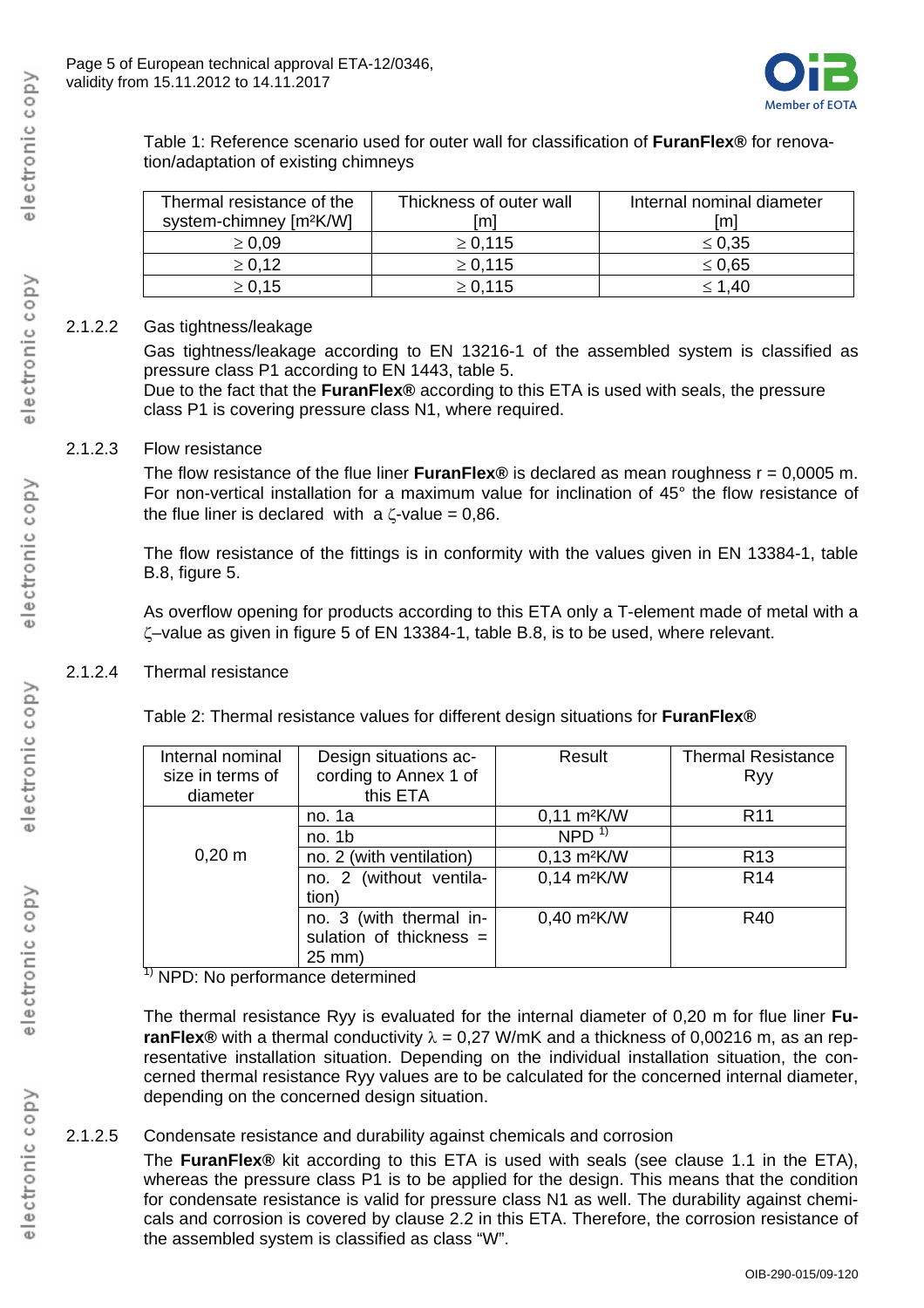Table 1: Reference scenario used for outer wall for classification of **FuranFlex®** for renovation/adaptation of existing chimneys

| Thermal resistance of the system-chimney [m²K/W] | Thickness of outer wall [m] | Internal nominal diameter [m] |
|---|---|---|
| ≥ 0,09 | ≥ 0,115 | ≤ 0,35 |
| ≥ 0,12 | ≥ 0,115 | ≤ 0,65 |
| ≥ 0,15 | ≥ 0,115 | ≤ 1,40 |

2.1.2.2 Gas tightness/leakage

Gas tightness/leakage according to EN 13216-1 of the assembled system is classified as pressure class P1 according to EN 1443, table 5.
Due to the fact that the **FuranFlex®** according to this ETA is used with seals, the pressure class P1 is covering pressure class N1, where required.

2.1.2.3 Flow resistance

The flow resistance of the flue liner **FuranFlex®** is declared as mean roughness r = 0,0005 m. For non-vertical installation for a maximum value for inclination of 45° the flow resistance of the flue liner is declared with a $\zeta$-value = 0,86.

The flow resistance of the fittings is in conformity with the values given in EN 13384-1, table B.8, figure 5.

As overflow opening for products according to this ETA only a T-element made of metal with a $\zeta$–value as given in figure 5 of EN 13384-1, table B.8, is to be used, where relevant.

2.1.2.4 Thermal resistance

Table 2: Thermal resistance values for different design situations for **FuranFlex®**

| Internal nominal size in terms of diameter | Design situations according to Annex 1 of this ETA | Result | Thermal Resistance Ryy |
|---|---|---|---|
| 0,20 m | no. 1a | 0,11 m²K/W | R11 |
| | no. 1b | NPD [1] | |
| | no. 2 (with ventilation) | 0,13 m²K/W | R13 |
| | no. 2 (without ventilation) | 0,14 m²K/W | R14 |
| | no. 3 (with thermal insulation of thickness = 25 mm) | 0,40 m²K/W | R40 |

[1] NPD: No performance determined

The thermal resistance Ryy is evaluated for the internal diameter of 0,20 m for flue liner **FuranFlex®** with a thermal conductivity $\lambda$ = 0,27 W/mK and a thickness of 0,00216 m, as an representative installation situation. Depending on the individual installation situation, the concerned thermal resistance Ryy values are to be calculated for the concerned internal diameter, depending on the concerned design situation.

2.1.2.5 Condensate resistance and durability against chemicals and corrosion

The **FuranFlex®** kit according to this ETA is used with seals (see clause 1.1 in the ETA), whereas the pressure class P1 is to be applied for the design. This means that the condition for condensate resistance is valid for pressure class N1 as well. The durability against chemicals and corrosion is covered by clause 2.2 in this ETA. Therefore, the corrosion resistance of the assembled system is classified as class "W".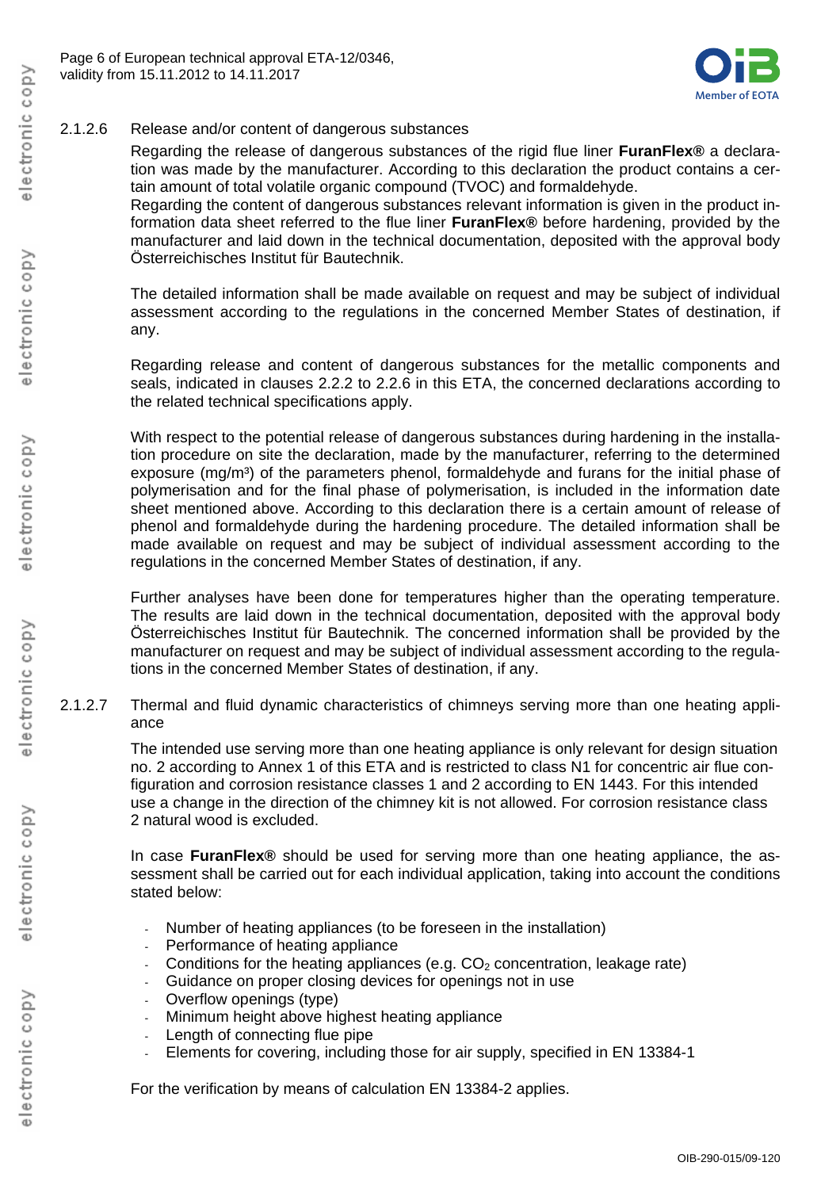#### 2.1.2.6 Release and/or content of dangerous substances

Regarding the release of dangerous substances of the rigid flue liner **FuranFlex®** a declaration was made by the manufacturer. According to this declaration the product contains a certain amount of total volatile organic compound (TVOC) and formaldehyde.
Regarding the content of dangerous substances relevant information is given in the product information data sheet referred to the flue liner **FuranFlex®** before hardening, provided by the manufacturer and laid down in the technical documentation, deposited with the approval body Österreichisches Institut für Bautechnik.

The detailed information shall be made available on request and may be subject of individual assessment according to the regulations in the concerned Member States of destination, if any.

Regarding release and content of dangerous substances for the metallic components and seals, indicated in clauses 2.2.2 to 2.2.6 in this ETA, the concerned declarations according to the related technical specifications apply.

With respect to the potential release of dangerous substances during hardening in the installation procedure on site the declaration, made by the manufacturer, referring to the determined exposure (mg/m³) of the parameters phenol, formaldehyde and furans for the initial phase of polymerisation and for the final phase of polymerisation, is included in the information date sheet mentioned above. According to this declaration there is a certain amount of release of phenol and formaldehyde during the hardening procedure. The detailed information shall be made available on request and may be subject of individual assessment according to the regulations in the concerned Member States of destination, if any.

Further analyses have been done for temperatures higher than the operating temperature. The results are laid down in the technical documentation, deposited with the approval body Österreichisches Institut für Bautechnik. The concerned information shall be provided by the manufacturer on request and may be subject of individual assessment according to the regulations in the concerned Member States of destination, if any.

#### 2.1.2.7 Thermal and fluid dynamic characteristics of chimneys serving more than one heating appliance

The intended use serving more than one heating appliance is only relevant for design situation no. 2 according to Annex 1 of this ETA and is restricted to class N1 for concentric air flue configuration and corrosion resistance classes 1 and 2 according to EN 1443. For this intended use a change in the direction of the chimney kit is not allowed. For corrosion resistance class 2 natural wood is excluded.

In case **FuranFlex®** should be used for serving more than one heating appliance, the assessment shall be carried out for each individual application, taking into account the conditions stated below:

- Number of heating appliances (to be foreseen in the installation)
- Performance of heating appliance
- Conditions for the heating appliances (e.g. $CO_2$ concentration, leakage rate)
- Guidance on proper closing devices for openings not in use
- Overflow openings (type)
- Minimum height above highest heating appliance
- Length of connecting flue pipe
- Elements for covering, including those for air supply, specified in EN 13384-1

For the verification by means of calculation EN 13384-2 applies.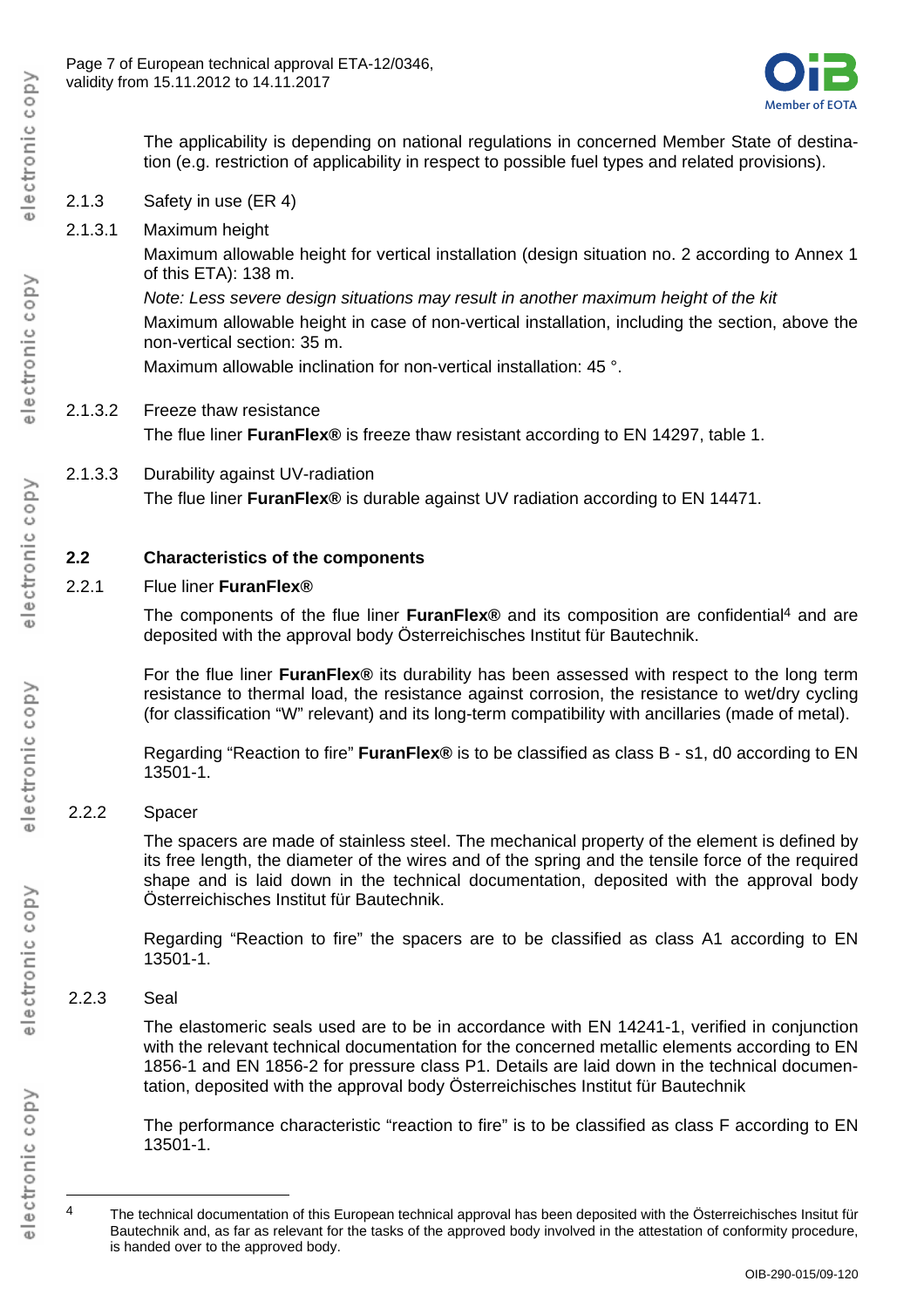The applicability is depending on national regulations in concerned Member State of destination (e.g. restriction of applicability in respect to possible fuel types and related provisions).

2.1.3 Safety in use (ER 4)

2.1.3.1 Maximum height

Maximum allowable height for vertical installation (design situation no. 2 according to Annex 1 of this ETA): 138 m.

*Note: Less severe design situations may result in another maximum height of the kit*

Maximum allowable height in case of non-vertical installation, including the section, above the non-vertical section: 35 m.

Maximum allowable inclination for non-vertical installation: 45 °.

2.1.3.2 Freeze thaw resistance

The flue liner **FuranFlex®** is freeze thaw resistant according to EN 14297, table 1.

2.1.3.3 Durability against UV-radiation

The flue liner **FuranFlex®** is durable against UV radiation according to EN 14471.

## 2.2 Characteristics of the components

2.2.1 Flue liner **FuranFlex®**

The components of the flue liner **FuranFlex®** and its composition are confidential[4] and are deposited with the approval body Österreichisches Institut für Bautechnik.

For the flue liner **FuranFlex®** its durability has been assessed with respect to the long term resistance to thermal load, the resistance against corrosion, the resistance to wet/dry cycling (for classification "W" relevant) and its long-term compatibility with ancillaries (made of metal).

Regarding "Reaction to fire" **FuranFlex®** is to be classified as class B - s1, d0 according to EN 13501-1.

2.2.2 Spacer

The spacers are made of stainless steel. The mechanical property of the element is defined by its free length, the diameter of the wires and of the spring and the tensile force of the required shape and is laid down in the technical documentation, deposited with the approval body Österreichisches Institut für Bautechnik.

Regarding "Reaction to fire" the spacers are to be classified as class A1 according to EN 13501-1.

2.2.3 Seal

The elastomeric seals used are to be in accordance with EN 14241-1, verified in conjunction with the relevant technical documentation for the concerned metallic elements according to EN 1856-1 and EN 1856-2 for pressure class P1. Details are laid down in the technical documentation, deposited with the approval body Österreichisches Institut für Bautechnik

The performance characteristic "reaction to fire" is to be classified as class F according to EN 13501-1.

---

[4] The technical documentation of this European technical approval has been deposited with the Österreichisches Insitut für Bautechnik and, as far as relevant for the tasks of the approved body involved in the attestation of conformity procedure, is handed over to the approved body.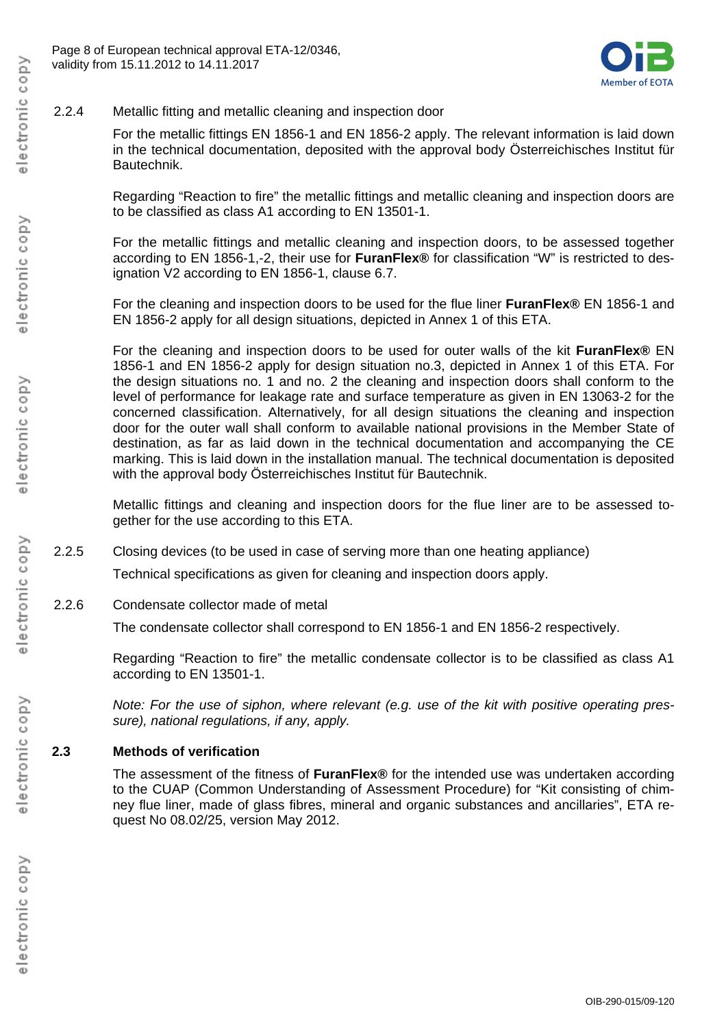#### 2.2.4 Metallic fitting and metallic cleaning and inspection door

For the metallic fittings EN 1856-1 and EN 1856-2 apply. The relevant information is laid down in the technical documentation, deposited with the approval body Österreichisches Institut für Bautechnik.

Regarding "Reaction to fire" the metallic fittings and metallic cleaning and inspection doors are to be classified as class A1 according to EN 13501-1.

For the metallic fittings and metallic cleaning and inspection doors, to be assessed together according to EN 1856-1,-2, their use for **FuranFlex®** for classification "W" is restricted to designation V2 according to EN 1856-1, clause 6.7.

For the cleaning and inspection doors to be used for the flue liner **FuranFlex®** EN 1856-1 and EN 1856-2 apply for all design situations, depicted in Annex 1 of this ETA.

For the cleaning and inspection doors to be used for outer walls of the kit **FuranFlex®** EN 1856-1 and EN 1856-2 apply for design situation no.3, depicted in Annex 1 of this ETA. For the design situations no. 1 and no. 2 the cleaning and inspection doors shall conform to the level of performance for leakage rate and surface temperature as given in EN 13063-2 for the concerned classification. Alternatively, for all design situations the cleaning and inspection door for the outer wall shall conform to available national provisions in the Member State of destination, as far as laid down in the technical documentation and accompanying the CE marking. This is laid down in the installation manual. The technical documentation is deposited with the approval body Österreichisches Institut für Bautechnik.

Metallic fittings and cleaning and inspection doors for the flue liner are to be assessed together for the use according to this ETA.

#### 2.2.5 Closing devices (to be used in case of serving more than one heating appliance)

Technical specifications as given for cleaning and inspection doors apply.

#### 2.2.6 Condensate collector made of metal

The condensate collector shall correspond to EN 1856-1 and EN 1856-2 respectively.

Regarding "Reaction to fire" the metallic condensate collector is to be classified as class A1 according to EN 13501-1.

*Note: For the use of siphon, where relevant (e.g. use of the kit with positive operating pressure), national regulations, if any, apply.*

### 2.3 Methods of verification

The assessment of the fitness of **FuranFlex®** for the intended use was undertaken according to the CUAP (Common Understanding of Assessment Procedure) for "Kit consisting of chimney flue liner, made of glass fibres, mineral and organic substances and ancillaries", ETA request No 08.02/25, version May 2012.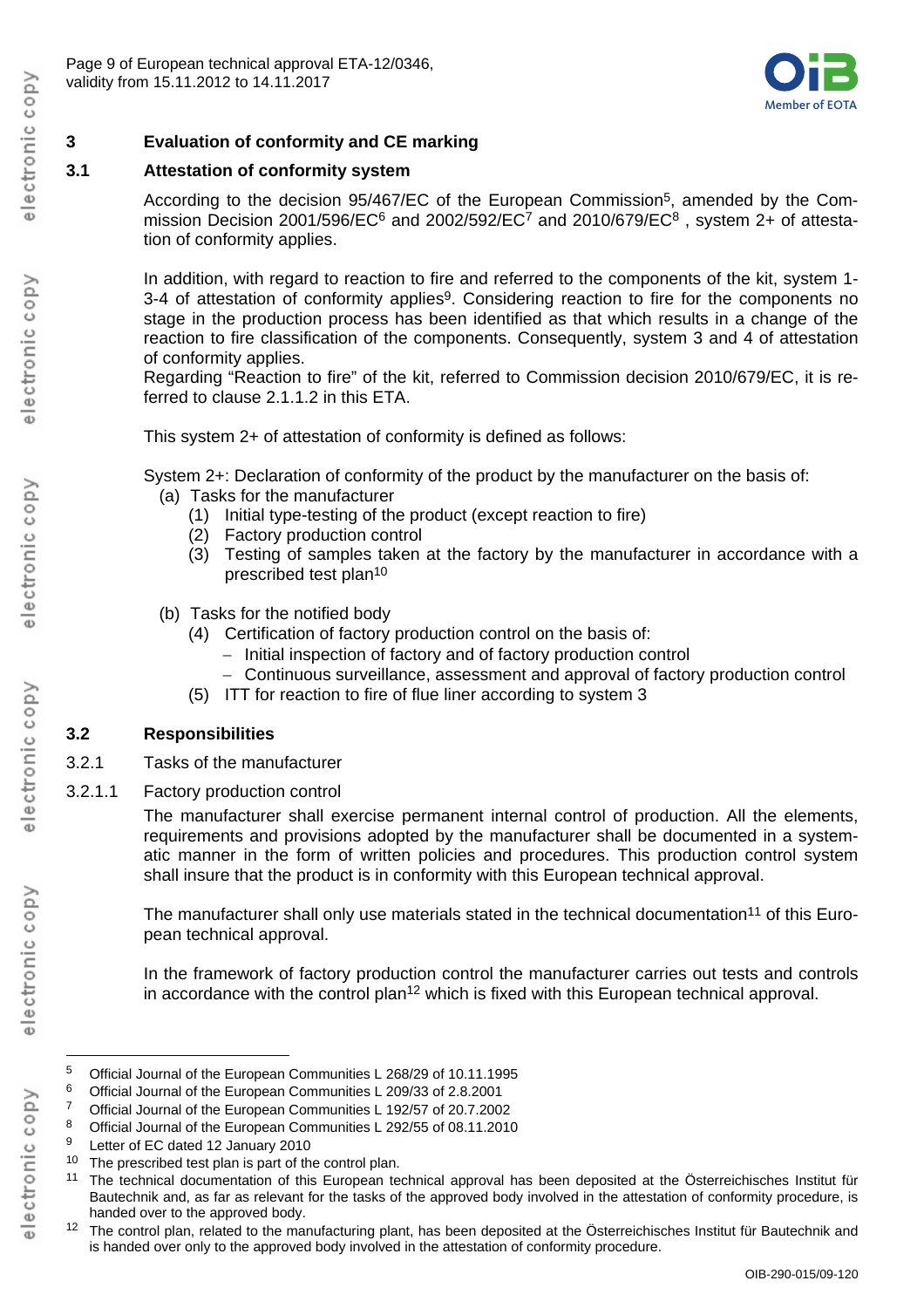# 3 Evaluation of conformity and CE marking

## 3.1 Attestation of conformity system

According to the decision 95/467/EC of the European Commission[5], amended by the Commission Decision 2001/596/EC[6] and 2002/592/EC[7] and 2010/679/EC[8] , system 2+ of attestation of conformity applies.

In addition, with regard to reaction to fire and referred to the components of the kit, system 1-3-4 of attestation of conformity applies[9]. Considering reaction to fire for the components no stage in the production process has been identified as that which results in a change of the reaction to fire classification of the components. Consequently, system 3 and 4 of attestation of conformity applies.
Regarding "Reaction to fire" of the kit, referred to Commission decision 2010/679/EC, it is referred to clause 2.1.1.2 in this ETA.

This system 2+ of attestation of conformity is defined as follows:

System 2+: Declaration of conformity of the product by the manufacturer on the basis of:

(a) Tasks for the manufacturer
  (1) Initial type-testing of the product (except reaction to fire)
  (2) Factory production control
  (3) Testing of samples taken at the factory by the manufacturer in accordance with a prescribed test plan[10]

(b) Tasks for the notified body
  (4) Certification of factory production control on the basis of:
    – Initial inspection of factory and of factory production control
    – Continuous surveillance, assessment and approval of factory production control
  (5) ITT for reaction to fire of flue liner according to system 3

## 3.2 Responsibilities

### 3.2.1 Tasks of the manufacturer

#### 3.2.1.1 Factory production control

The manufacturer shall exercise permanent internal control of production. All the elements, requirements and provisions adopted by the manufacturer shall be documented in a systematic manner in the form of written policies and procedures. This production control system shall insure that the product is in conformity with this European technical approval.

The manufacturer shall only use materials stated in the technical documentation[11] of this European technical approval.

In the framework of factory production control the manufacturer carries out tests and controls in accordance with the control plan[12] which is fixed with this European technical approval.

---

[5] Official Journal of the European Communities L 268/29 of 10.11.1995
[6] Official Journal of the European Communities L 209/33 of 2.8.2001
[7] Official Journal of the European Communities L 192/57 of 20.7.2002
[8] Official Journal of the European Communities L 292/55 of 08.11.2010
[9] Letter of EC dated 12 January 2010
[10] The prescribed test plan is part of the control plan.
[11] The technical documentation of this European technical approval has been deposited at the Österreichisches Institut für Bautechnik and, as far as relevant for the tasks of the approved body involved in the attestation of conformity procedure, is handed over to the approved body.
[12] The control plan, related to the manufacturing plant, has been deposited at the Österreichisches Institut für Bautechnik and is handed over only to the approved body involved in the attestation of conformity procedure.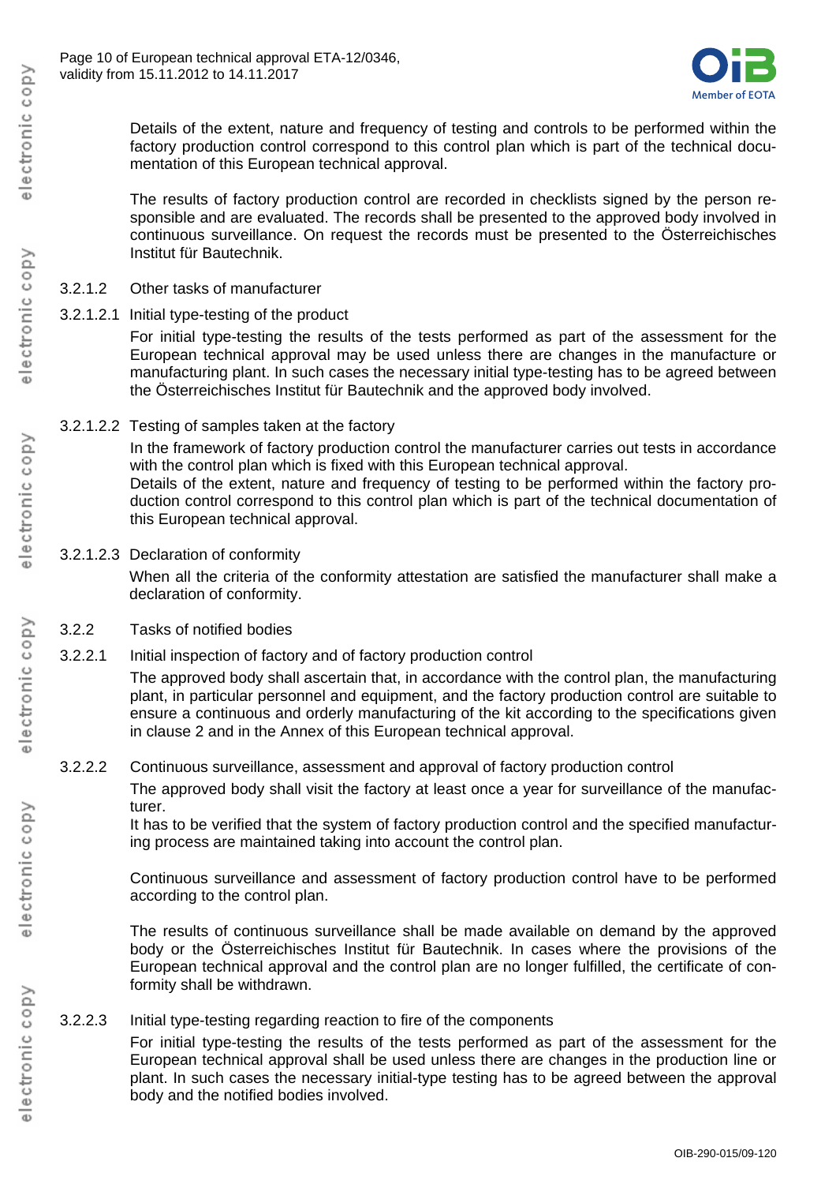Details of the extent, nature and frequency of testing and controls to be performed within the factory production control correspond to this control plan which is part of the technical documentation of this European technical approval.

The results of factory production control are recorded in checklists signed by the person responsible and are evaluated. The records shall be presented to the approved body involved in continuous surveillance. On request the records must be presented to the Österreichisches Institut für Bautechnik.

3.2.1.2 Other tasks of manufacturer

3.2.1.2.1 Initial type-testing of the product

For initial type-testing the results of the tests performed as part of the assessment for the European technical approval may be used unless there are changes in the manufacture or manufacturing plant. In such cases the necessary initial type-testing has to be agreed between the Österreichisches Institut für Bautechnik and the approved body involved.

3.2.1.2.2 Testing of samples taken at the factory

In the framework of factory production control the manufacturer carries out tests in accordance with the control plan which is fixed with this European technical approval.
Details of the extent, nature and frequency of testing to be performed within the factory production control correspond to this control plan which is part of the technical documentation of this European technical approval.

3.2.1.2.3 Declaration of conformity

When all the criteria of the conformity attestation are satisfied the manufacturer shall make a declaration of conformity.

3.2.2 Tasks of notified bodies

3.2.2.1 Initial inspection of factory and of factory production control

The approved body shall ascertain that, in accordance with the control plan, the manufacturing plant, in particular personnel and equipment, and the factory production control are suitable to ensure a continuous and orderly manufacturing of the kit according to the specifications given in clause 2 and in the Annex of this European technical approval.

3.2.2.2 Continuous surveillance, assessment and approval of factory production control

The approved body shall visit the factory at least once a year for surveillance of the manufacturer.
It has to be verified that the system of factory production control and the specified manufacturing process are maintained taking into account the control plan.

Continuous surveillance and assessment of factory production control have to be performed according to the control plan.

The results of continuous surveillance shall be made available on demand by the approved body or the Österreichisches Institut für Bautechnik. In cases where the provisions of the European technical approval and the control plan are no longer fulfilled, the certificate of conformity shall be withdrawn.

3.2.2.3 Initial type-testing regarding reaction to fire of the components

For initial type-testing the results of the tests performed as part of the assessment for the European technical approval shall be used unless there are changes in the production line or plant. In such cases the necessary initial-type testing has to be agreed between the approval body and the notified bodies involved.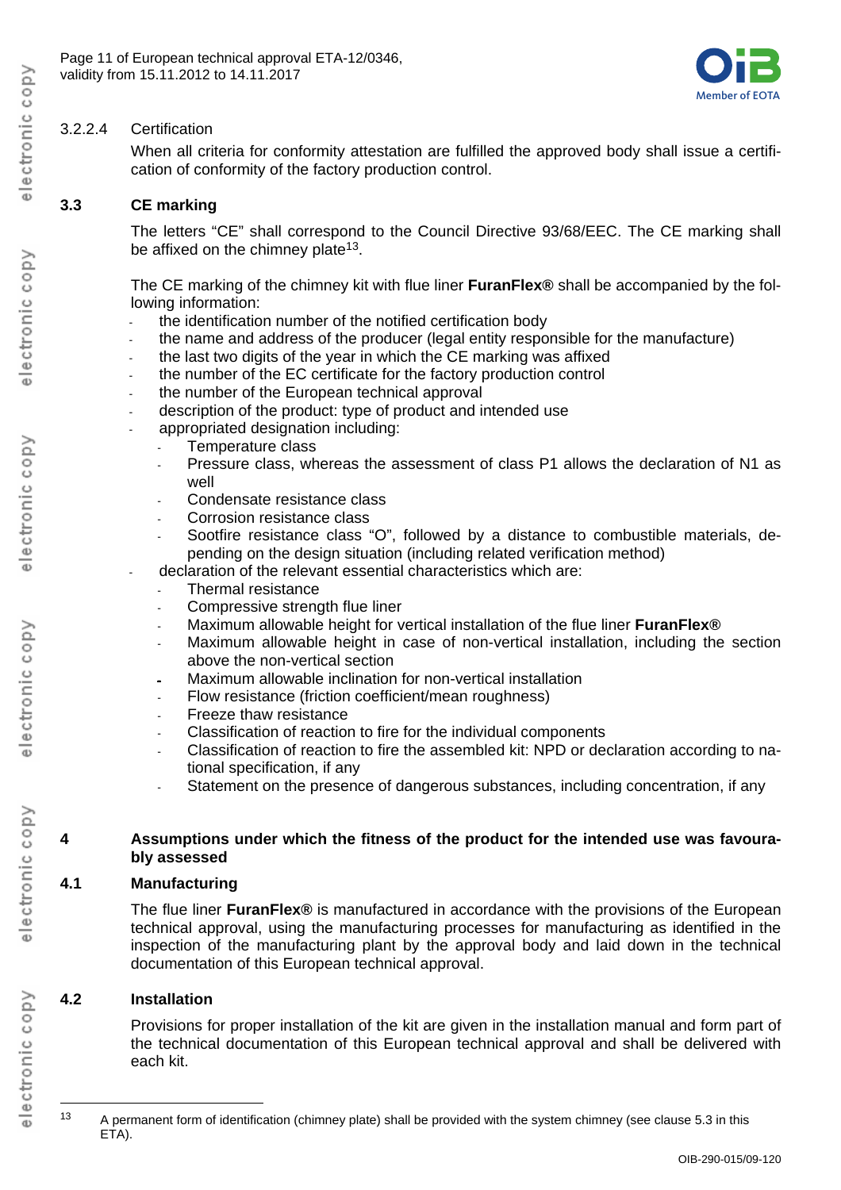3.2.2.4 Certification

When all criteria for conformity attestation are fulfilled the approved body shall issue a certification of conformity of the factory production control.

### 3.3 CE marking

The letters "CE" shall correspond to the Council Directive 93/68/EEC. The CE marking shall be affixed on the chimney plate[13].

The CE marking of the chimney kit with flue liner **FuranFlex®** shall be accompanied by the following information:

- the identification number of the notified certification body
- the name and address of the producer (legal entity responsible for the manufacture)
- the last two digits of the year in which the CE marking was affixed
- the number of the EC certificate for the factory production control
- the number of the European technical approval
- description of the product: type of product and intended use
- appropriated designation including:
  - Temperature class
  - Pressure class, whereas the assessment of class P1 allows the declaration of N1 as well
  - Condensate resistance class
  - Corrosion resistance class
  - Sootfire resistance class "O", followed by a distance to combustible materials, depending on the design situation (including related verification method)
- declaration of the relevant essential characteristics which are:
  - Thermal resistance
  - Compressive strength flue liner
  - Maximum allowable height for vertical installation of the flue liner **FuranFlex®**
  - Maximum allowable height in case of non-vertical installation, including the section above the non-vertical section
  - Maximum allowable inclination for non-vertical installation
  - Flow resistance (friction coefficient/mean roughness)
  - Freeze thaw resistance
  - Classification of reaction to fire for the individual components
  - Classification of reaction to fire the assembled kit: NPD or declaration according to national specification, if any
  - Statement on the presence of dangerous substances, including concentration, if any

## 4 Assumptions under which the fitness of the product for the intended use was favourably assessed

### 4.1 Manufacturing

The flue liner **FuranFlex®** is manufactured in accordance with the provisions of the European technical approval, using the manufacturing processes for manufacturing as identified in the inspection of the manufacturing plant by the approval body and laid down in the technical documentation of this European technical approval.

### 4.2 Installation

Provisions for proper installation of the kit are given in the installation manual and form part of the technical documentation of this European technical approval and shall be delivered with each kit.

---

[13] A permanent form of identification (chimney plate) shall be provided with the system chimney (see clause 5.3 in this ETA).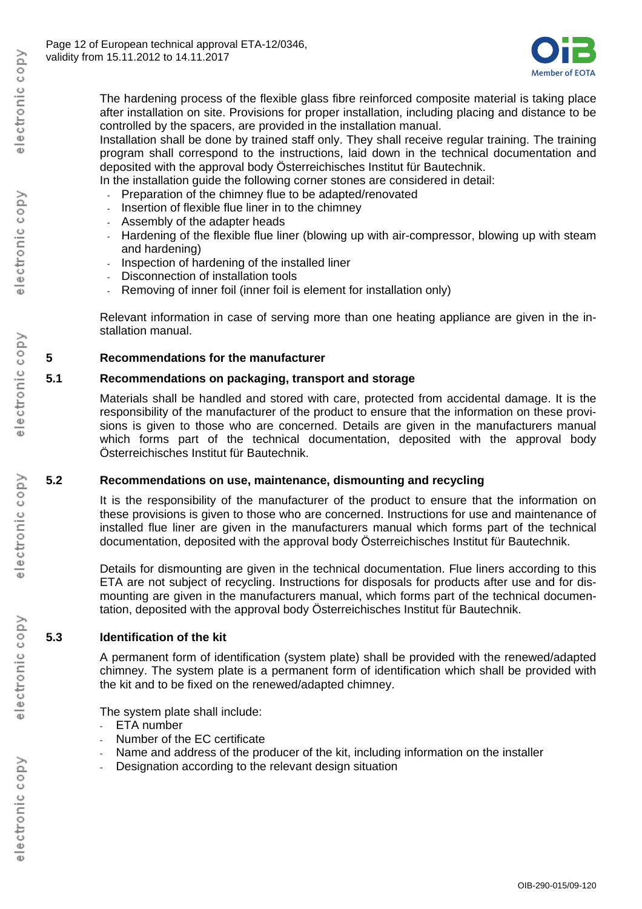The hardening process of the flexible glass fibre reinforced composite material is taking place after installation on site. Provisions for proper installation, including placing and distance to be controlled by the spacers, are provided in the installation manual.
Installation shall be done by trained staff only. They shall receive regular training. The training program shall correspond to the instructions, laid down in the technical documentation and deposited with the approval body Österreichisches Institut für Bautechnik.
In the installation guide the following corner stones are considered in detail:

- Preparation of the chimney flue to be adapted/renovated
- Insertion of flexible flue liner in to the chimney
- Assembly of the adapter heads
- Hardening of the flexible flue liner (blowing up with air-compressor, blowing up with steam and hardening)
- Inspection of hardening of the installed liner
- Disconnection of installation tools
- Removing of inner foil (inner foil is element for installation only)

Relevant information in case of serving more than one heating appliance are given in the installation manual.

## 5 Recommendations for the manufacturer

### 5.1 Recommendations on packaging, transport and storage

Materials shall be handled and stored with care, protected from accidental damage. It is the responsibility of the manufacturer of the product to ensure that the information on these provisions is given to those who are concerned. Details are given in the manufacturers manual which forms part of the technical documentation, deposited with the approval body Österreichisches Institut für Bautechnik.

### 5.2 Recommendations on use, maintenance, dismounting and recycling

It is the responsibility of the manufacturer of the product to ensure that the information on these provisions is given to those who are concerned. Instructions for use and maintenance of installed flue liner are given in the manufacturers manual which forms part of the technical documentation, deposited with the approval body Österreichisches Institut für Bautechnik.

Details for dismounting are given in the technical documentation. Flue liners according to this ETA are not subject of recycling. Instructions for disposals for products after use and for dismounting are given in the manufacturers manual, which forms part of the technical documentation, deposited with the approval body Österreichisches Institut für Bautechnik.

### 5.3 Identification of the kit

A permanent form of identification (system plate) shall be provided with the renewed/adapted chimney. The system plate is a permanent form of identification which shall be provided with the kit and to be fixed on the renewed/adapted chimney.

The system plate shall include:

- ETA number
- Number of the EC certificate
- Name and address of the producer of the kit, including information on the installer
- Designation according to the relevant design situation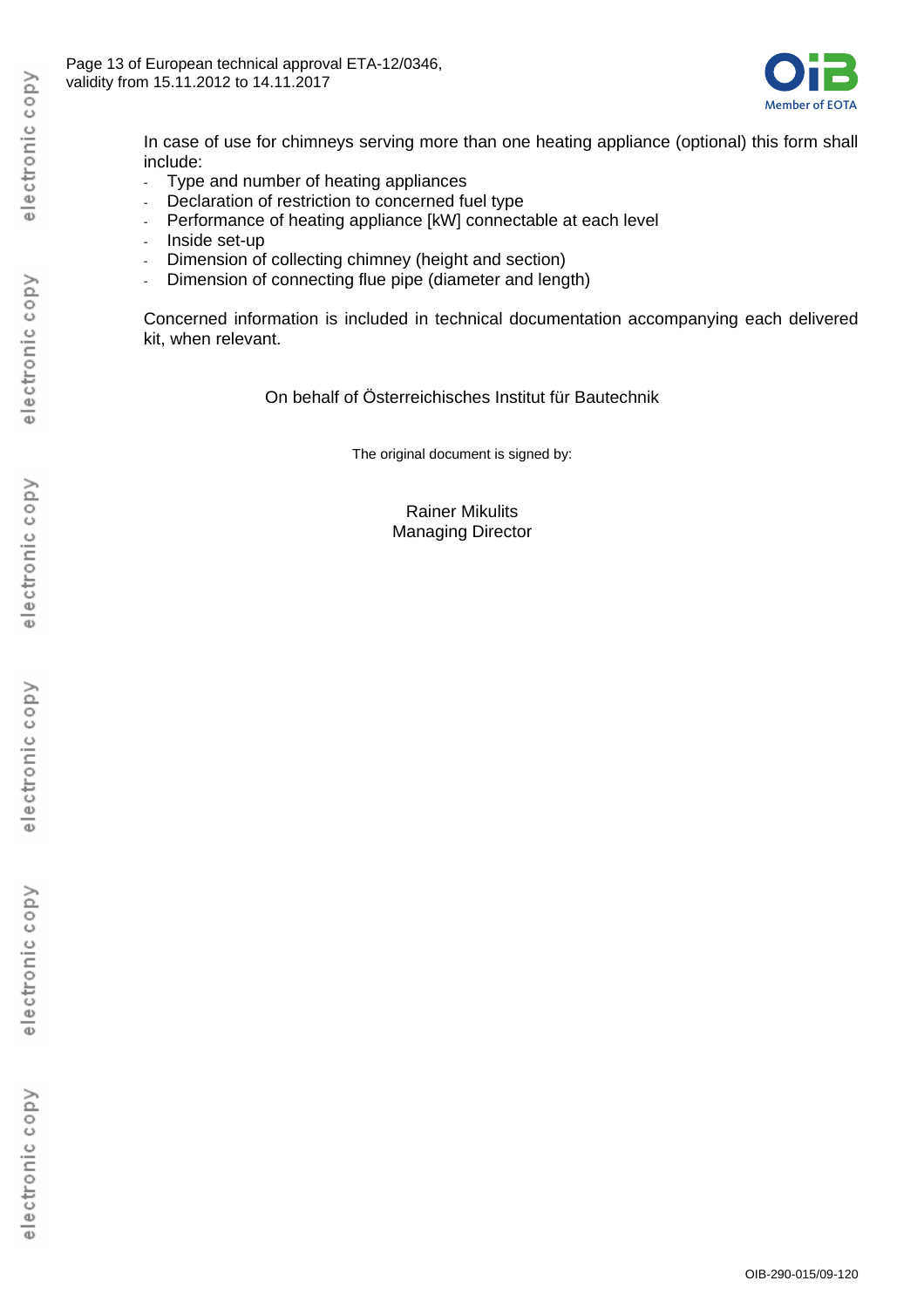In case of use for chimneys serving more than one heating appliance (optional) this form shall include:

- Type and number of heating appliances
- Declaration of restriction to concerned fuel type
- Performance of heating appliance [kW] connectable at each level
- Inside set-up
- Dimension of collecting chimney (height and section)
- Dimension of connecting flue pipe (diameter and length)

Concerned information is included in technical documentation accompanying each delivered kit, when relevant.

On behalf of Österreichisches Institut für Bautechnik

The original document is signed by:

Rainer Mikulits
Managing Director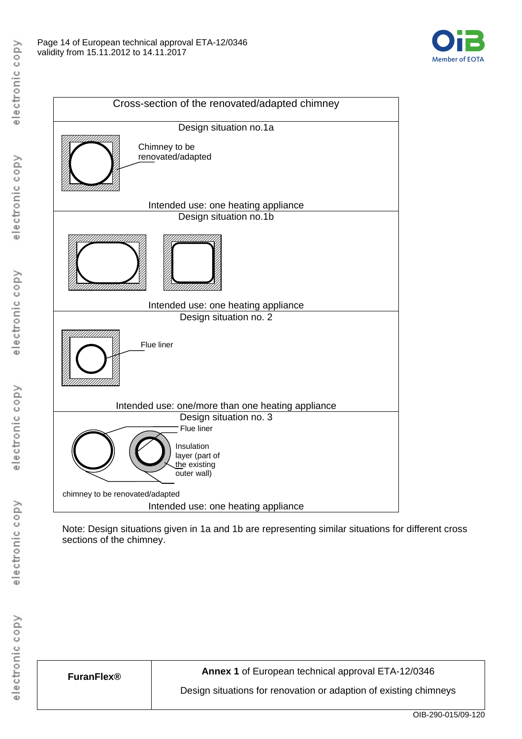| Cross-section of the renovated/adapted chimney |
|---|
| Design situation no.1a<br><br>Chimney to be renovated/adapted<br><br>Intended use: one heating appliance |
| Design situation no.1b<br><br>Intended use: one heating appliance |
| Design situation no. 2<br><br>Flue liner<br><br>Intended use: one/more than one heating appliance |
| Design situation no. 3<br><br>Flue liner<br><br>Insulation layer (part of the existing outer wall)<br><br>chimney to be renovated/adapted<br><br>Intended use: one heating appliance |

Note: Design situations given in 1a and 1b are representing similar situations for different cross sections of the chimney.

| **FuranFlex®** | **Annex 1** of European technical approval ETA-12/0346<br><br>Design situations for renovation or adaption of existing chimneys |
|---|---|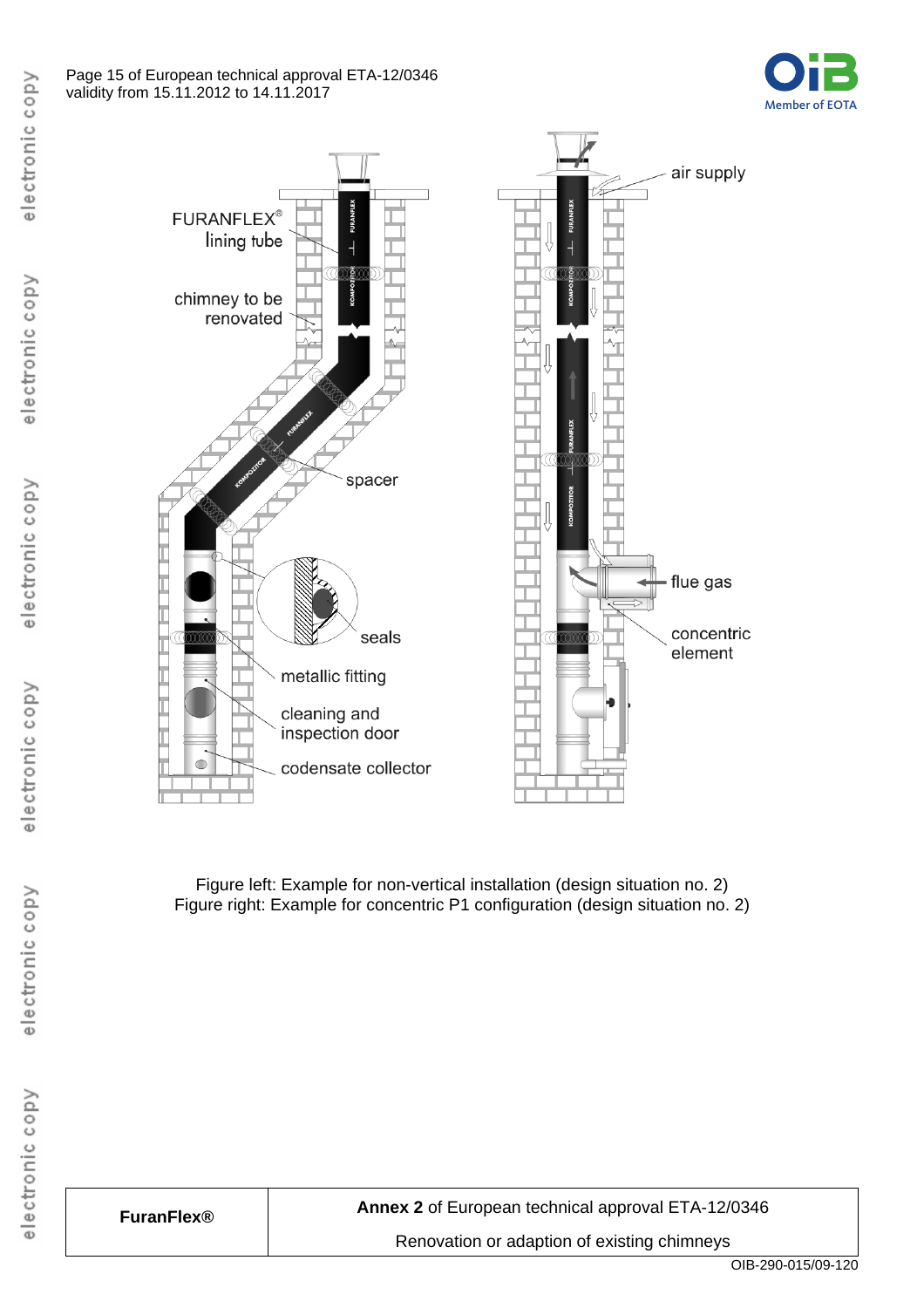Figure left: Example for non-vertical installation (design situation no. 2)
Figure right: Example for concentric P1 configuration (design situation no. 2)

| **FuranFlex®** | **Annex 2** of European technical approval ETA-12/0346 |
|---|---|
| | Renovation or adaption of existing chimneys |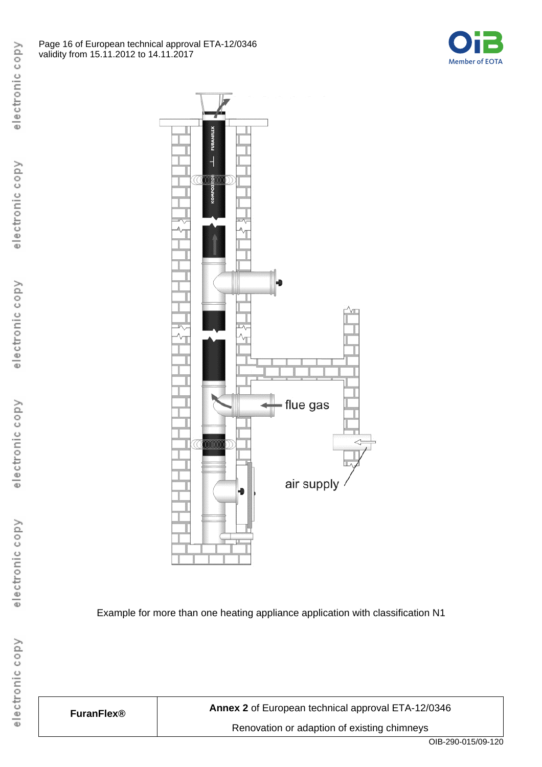flue gas

air supply

Example for more than one heating appliance application with classification N1

| FuranFlex® | **Annex 2** of European technical approval ETA-12/0346 |
|---|---|
| | Renovation or adaption of existing chimneys |

OIB-290-015/09-120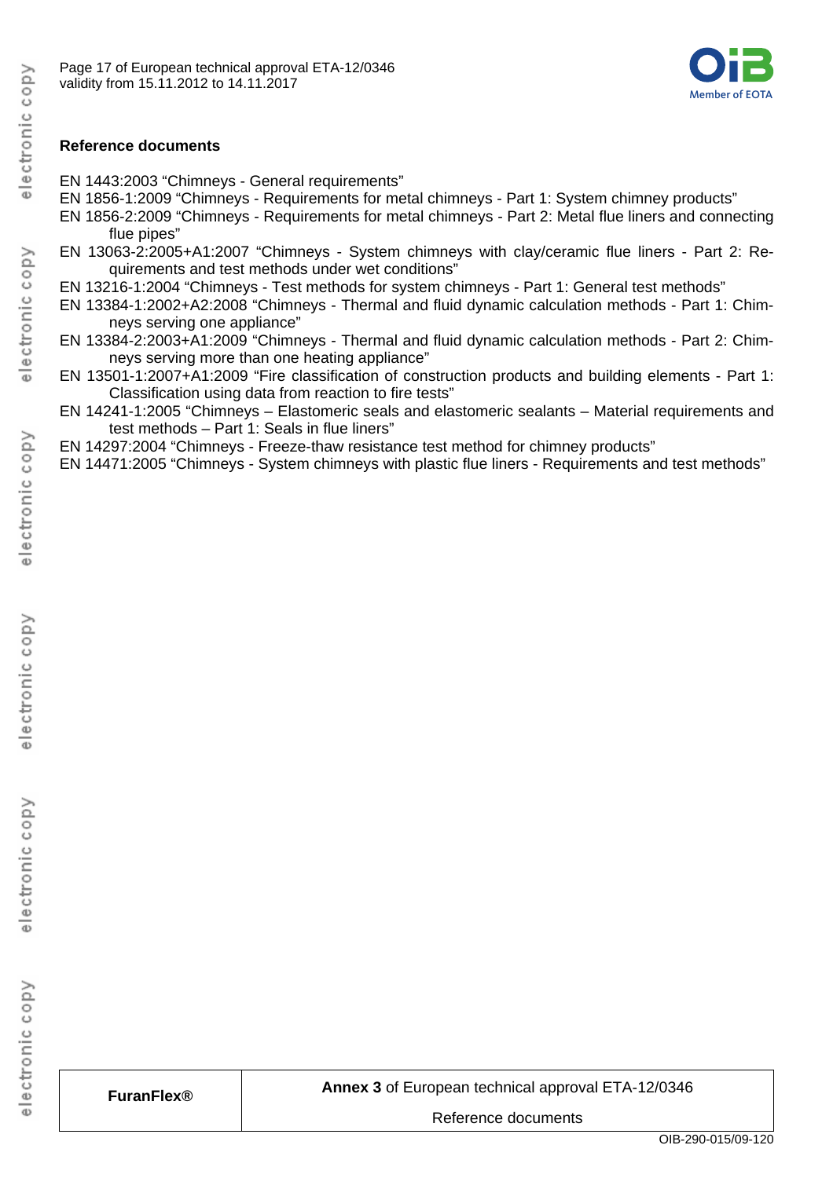**Reference documents**

EN 1443:2003 “Chimneys - General requirements”

EN 1856-1:2009 “Chimneys - Requirements for metal chimneys - Part 1: System chimney products”

EN 1856-2:2009 “Chimneys - Requirements for metal chimneys - Part 2: Metal flue liners and connecting flue pipes”

EN 13063-2:2005+A1:2007 “Chimneys - System chimneys with clay/ceramic flue liners - Part 2: Requirements and test methods under wet conditions”

EN 13216-1:2004 “Chimneys - Test methods for system chimneys - Part 1: General test methods”

EN 13384-1:2002+A2:2008 “Chimneys - Thermal and fluid dynamic calculation methods - Part 1: Chimneys serving one appliance”

EN 13384-2:2003+A1:2009 “Chimneys - Thermal and fluid dynamic calculation methods - Part 2: Chimneys serving more than one heating appliance”

EN 13501-1:2007+A1:2009 “Fire classification of construction products and building elements - Part 1: Classification using data from reaction to fire tests”

EN 14241-1:2005 “Chimneys – Elastomeric seals and elastomeric sealants – Material requirements and test methods – Part 1: Seals in flue liners”

EN 14297:2004 “Chimneys - Freeze-thaw resistance test method for chimney products”

EN 14471:2005 “Chimneys - System chimneys with plastic flue liners - Requirements and test methods”

| | |
|---|---|
| **FuranFlex®** | **Annex 3** of European technical approval ETA-12/0346<br>Reference documents |